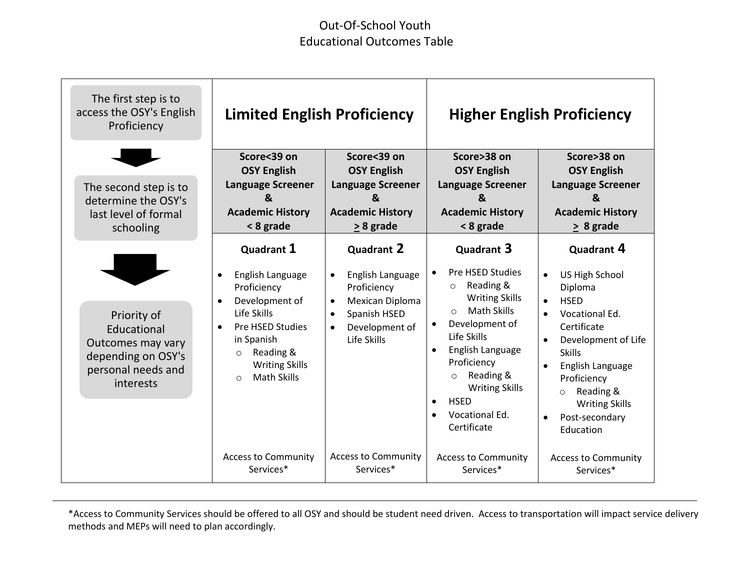# Out-Of-School Youth
# Educational Outcomes Table

| The first step is to access the OSY's English Proficiency → The second step is to determine the OSY's last level of formal schooling → Priority of Educational Outcomes may vary depending on OSY's personal needs and interests | **Limited English Proficiency** | | **Higher English Proficiency** | |
|---|---|---|---|---|
| | **Score<39 on OSY English Language Screener & Academic History < 8 grade** | **Score<39 on OSY English Language Screener & Academic History ≥ 8 grade** | **Score>38 on OSY English Language Screener & Academic History < 8 grade** | **Score>38 on OSY English Language Screener & Academic History ≥ 8 grade** |
| | **Quadrant 1** | **Quadrant 2** | **Quadrant 3** | **Quadrant 4** |
| | • English Language Proficiency<br>• Development of Life Skills<br>• Pre HSED Studies in Spanish<br>&nbsp;&nbsp;○ Reading & Writing Skills<br>&nbsp;&nbsp;○ Math Skills | • English Language Proficiency<br>• Mexican Diploma<br>• Spanish HSED<br>• Development of Life Skills | • Pre HSED Studies<br>&nbsp;&nbsp;○ Reading & Writing Skills<br>&nbsp;&nbsp;○ Math Skills<br>• Development of Life Skills<br>• English Language Proficiency<br>&nbsp;&nbsp;○ Reading & Writing Skills<br>• HSED<br>• Vocational Ed. Certificate | • US High School Diploma<br>• HSED<br>• Vocational Ed. Certificate<br>• Development of Life Skills<br>• English Language Proficiency<br>&nbsp;&nbsp;○ Reading & Writing Skills<br>• Post-secondary Education |
| | Access to Community Services* | Access to Community Services* | Access to Community Services* | Access to Community Services* |

---

*Access to Community Services should be offered to all OSY and should be student need driven. Access to transportation will impact service delivery methods and MEPs will need to plan accordingly.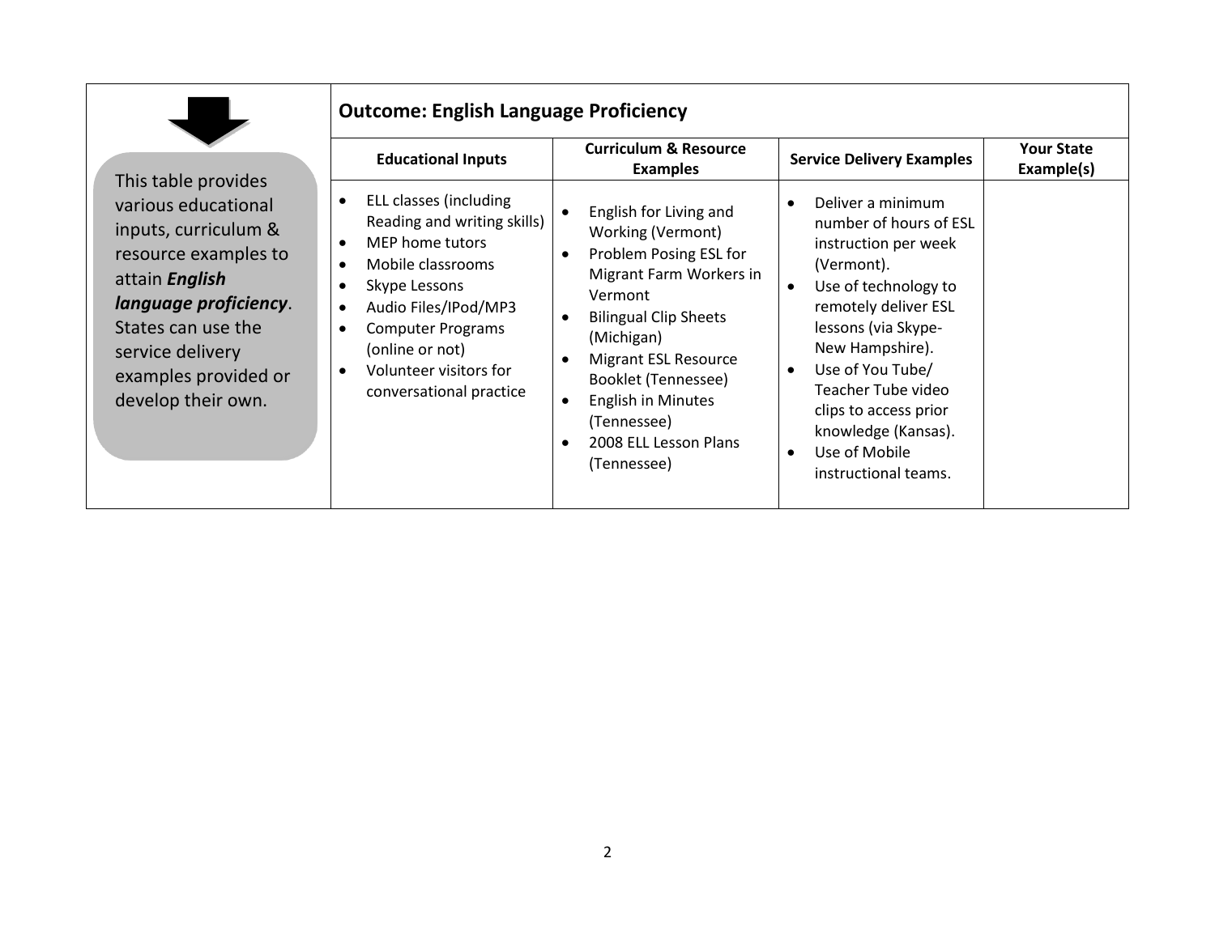This table provides various educational inputs, curriculum & resource examples to attain ***English language proficiency***. States can use the service delivery examples provided or develop their own.

## Outcome: English Language Proficiency

| Educational Inputs | Curriculum & Resource Examples | Service Delivery Examples | Your State Example(s) |
|---|---|---|---|
| • ELL classes (including Reading and writing skills)<br>• MEP home tutors<br>• Mobile classrooms<br>• Skype Lessons<br>• Audio Files/IPod/MP3<br>• Computer Programs (online or not)<br>• Volunteer visitors for conversational practice | • English for Living and Working (Vermont)<br>• Problem Posing ESL for Migrant Farm Workers in Vermont<br>• Bilingual Clip Sheets (Michigan)<br>• Migrant ESL Resource Booklet (Tennessee)<br>• English in Minutes (Tennessee)<br>• 2008 ELL Lesson Plans (Tennessee) | • Deliver a minimum number of hours of ESL instruction per week (Vermont).<br>• Use of technology to remotely deliver ESL lessons (via Skype-New Hampshire).<br>• Use of You Tube/ Teacher Tube video clips to access prior knowledge (Kansas).<br>• Use of Mobile instructional teams. | |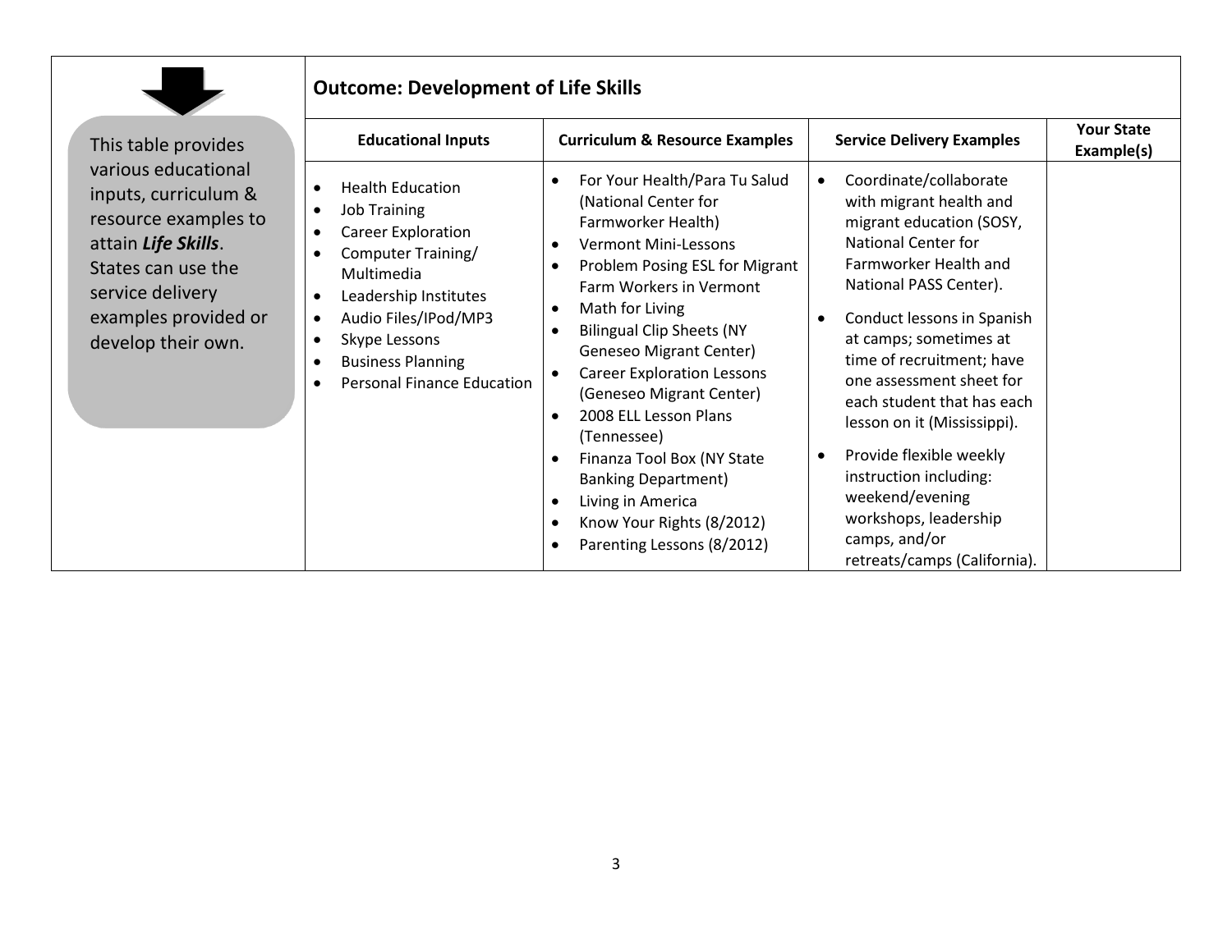This table provides various educational inputs, curriculum & resource examples to attain ***Life Skills***. States can use the service delivery examples provided or develop their own.

## Outcome: Development of Life Skills

| Educational Inputs | Curriculum & Resource Examples | Service Delivery Examples | Your State Example(s) |
|---|---|---|---|
| • Health Education<br>• Job Training<br>• Career Exploration<br>• Computer Training/ Multimedia<br>• Leadership Institutes<br>• Audio Files/IPod/MP3<br>• Skype Lessons<br>• Business Planning<br>• Personal Finance Education | • For Your Health/Para Tu Salud (National Center for Farmworker Health)<br>• Vermont Mini-Lessons<br>• Problem Posing ESL for Migrant Farm Workers in Vermont<br>• Math for Living<br>• Bilingual Clip Sheets (NY Geneseo Migrant Center)<br>• Career Exploration Lessons (Geneseo Migrant Center)<br>• 2008 ELL Lesson Plans (Tennessee)<br>• Finanza Tool Box (NY State Banking Department)<br>• Living in America<br>• Know Your Rights (8/2012)<br>• Parenting Lessons (8/2012) | • Coordinate/collaborate with migrant health and migrant education (SOSY, National Center for Farmworker Health and National PASS Center).<br>• Conduct lessons in Spanish at camps; sometimes at time of recruitment; have one assessment sheet for each student that has each lesson on it (Mississippi).<br>• Provide flexible weekly instruction including: weekend/evening workshops, leadership camps, and/or retreats/camps (California). | |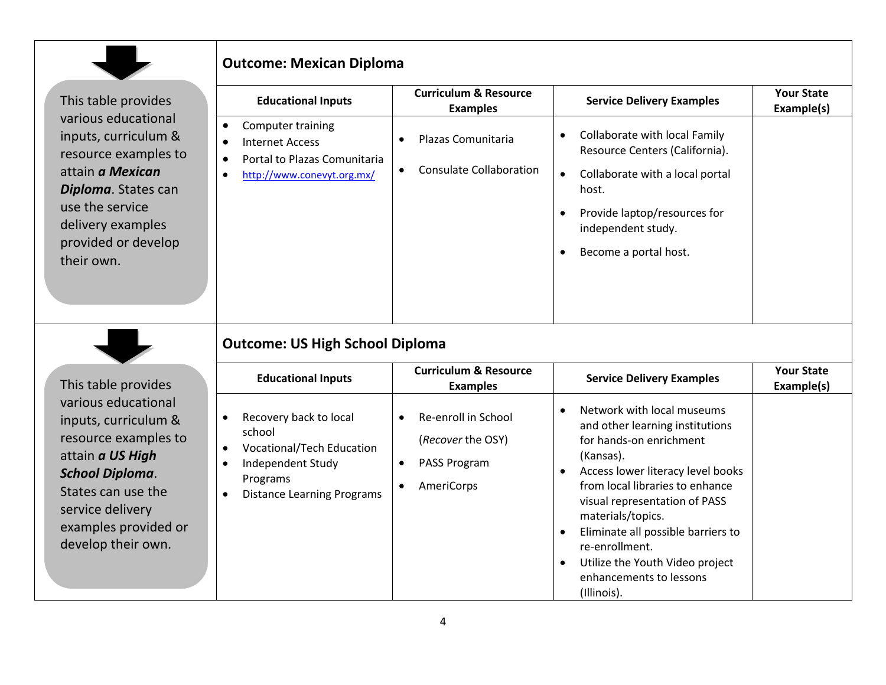This table provides various educational inputs, curriculum & resource examples to attain ***a Mexican Diploma***. States can use the service delivery examples provided or develop their own.

## Outcome: Mexican Diploma

| Educational Inputs | Curriculum & Resource Examples | Service Delivery Examples | Your State Example(s) |
|---|---|---|---|
| • Computer training<br>• Internet Access<br>• Portal to Plazas Comunitaria<br>• http://www.conevyt.org.mx/ | • Plazas Comunitaria<br>• Consulate Collaboration | • Collaborate with local Family Resource Centers (California).<br>• Collaborate with a local portal host.<br>• Provide laptop/resources for independent study.<br>• Become a portal host. | |

This table provides various educational inputs, curriculum & resource examples to attain ***a US High School Diploma***. States can use the service delivery examples provided or develop their own.

## Outcome: US High School Diploma

| Educational Inputs | Curriculum & Resource Examples | Service Delivery Examples | Your State Example(s) |
|---|---|---|---|
| • Recovery back to local school<br>• Vocational/Tech Education<br>• Independent Study Programs<br>• Distance Learning Programs | • Re-enroll in School (*Recover* the OSY)<br>• PASS Program<br>• AmeriCorps | • Network with local museums and other learning institutions for hands-on enrichment (Kansas).<br>• Access lower literacy level books from local libraries to enhance visual representation of PASS materials/topics.<br>• Eliminate all possible barriers to re-enrollment.<br>• Utilize the Youth Video project enhancements to lessons (Illinois). | |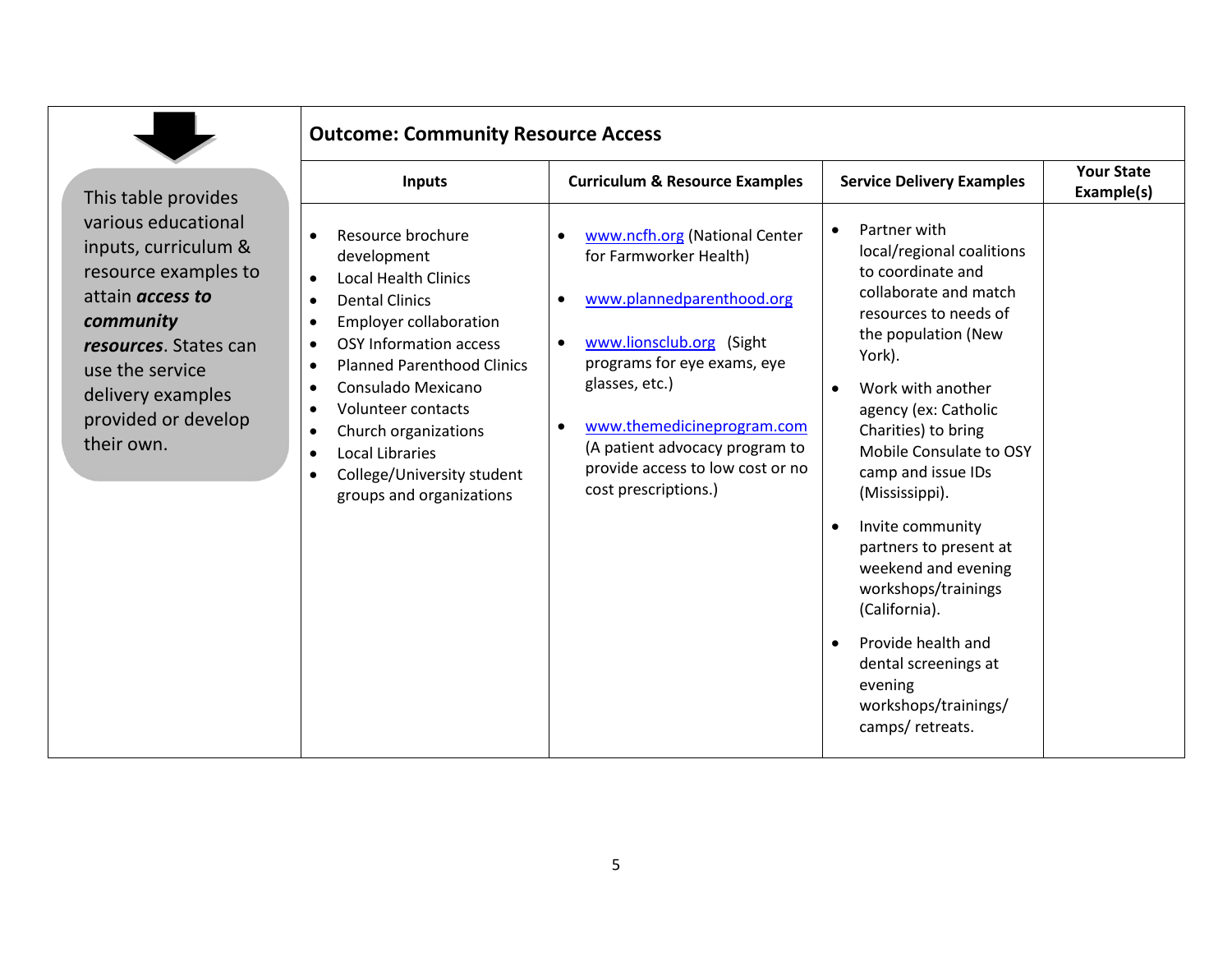This table provides various educational inputs, curriculum & resource examples to attain ***access to community resources***. States can use the service delivery examples provided or develop their own.

## Outcome: Community Resource Access

| Inputs | Curriculum & Resource Examples | Service Delivery Examples | Your State Example(s) |
|---|---|---|---|
| • Resource brochure development<br>• Local Health Clinics<br>• Dental Clinics<br>• Employer collaboration<br>• OSY Information access<br>• Planned Parenthood Clinics<br>• Consulado Mexicano<br>• Volunteer contacts<br>• Church organizations<br>• Local Libraries<br>• College/University student groups and organizations | • www.ncfh.org (National Center for Farmworker Health)<br><br>• www.plannedparenthood.org<br><br>• www.lionsclub.org (Sight programs for eye exams, eye glasses, etc.)<br><br>• www.themedicineprogram.com (A patient advocacy program to provide access to low cost or no cost prescriptions.) | • Partner with local/regional coalitions to coordinate and collaborate and match resources to needs of the population (New York).<br><br>• Work with another agency (ex: Catholic Charities) to bring Mobile Consulate to OSY camp and issue IDs (Mississippi).<br><br>• Invite community partners to present at weekend and evening workshops/trainings (California).<br><br>• Provide health and dental screenings at evening workshops/trainings/ camps/ retreats. | |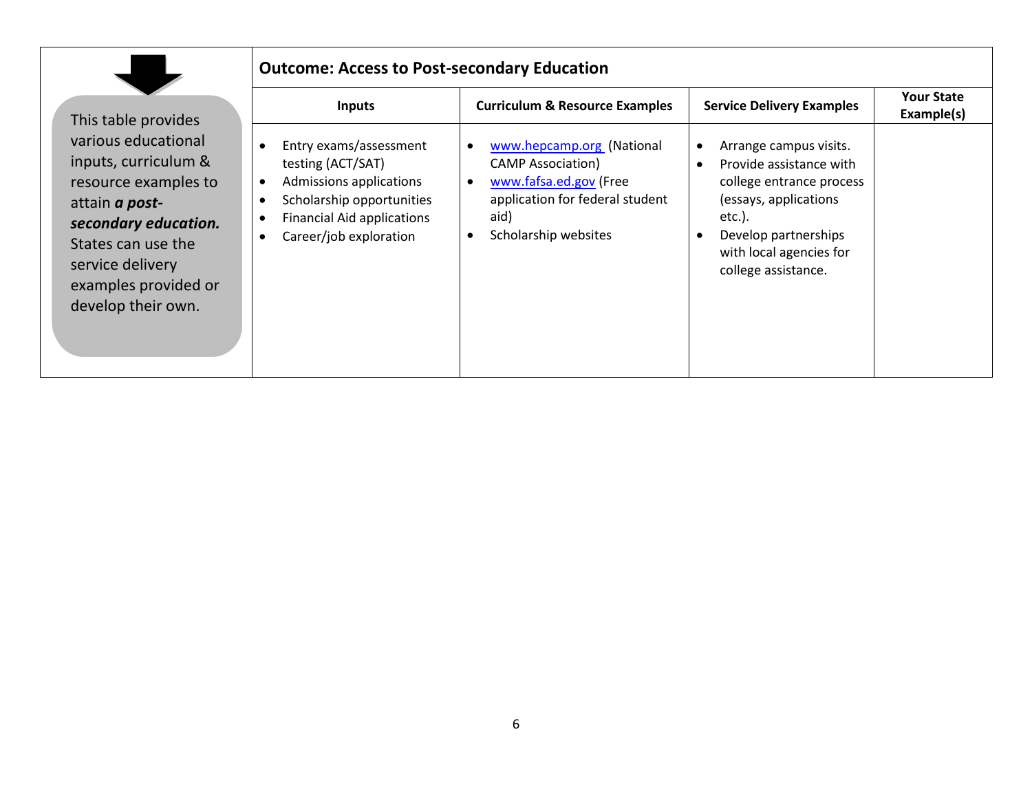This table provides various educational inputs, curriculum & resource examples to attain ***a post-secondary education.*** States can use the service delivery examples provided or develop their own.

**Outcome: Access to Post-secondary Education**

| Inputs | Curriculum & Resource Examples | Service Delivery Examples | Your State Example(s) |
|---|---|---|---|
| • Entry exams/assessment testing (ACT/SAT)<br>• Admissions applications<br>• Scholarship opportunities<br>• Financial Aid applications<br>• Career/job exploration | • www.hepcamp.org (National CAMP Association)<br>• www.fafsa.ed.gov (Free application for federal student aid)<br>• Scholarship websites | • Arrange campus visits.<br>• Provide assistance with college entrance process (essays, applications etc.).<br>• Develop partnerships with local agencies for college assistance. | |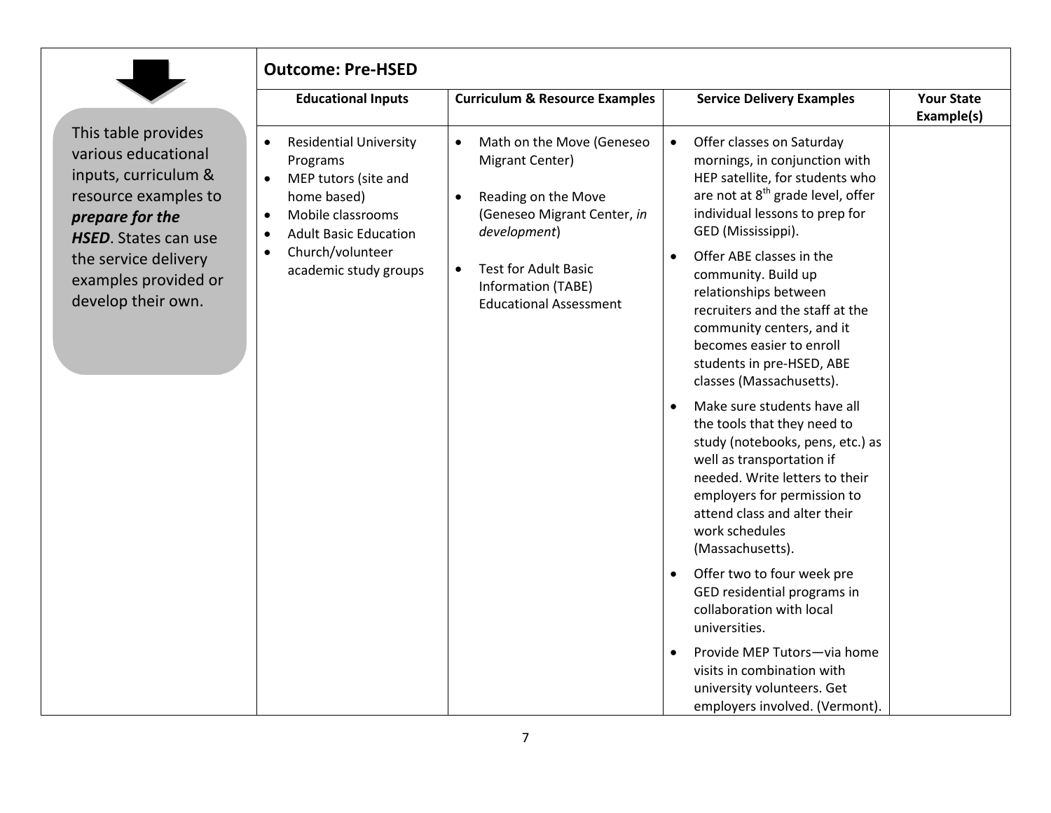This table provides various educational inputs, curriculum & resource examples to ***prepare for the HSED***. States can use the service delivery examples provided or develop their own.

## Outcome: Pre-HSED

| Educational Inputs | Curriculum & Resource Examples | Service Delivery Examples | Your State Example(s) |
|---|---|---|---|
| • Residential University Programs<br>• MEP tutors (site and home based)<br>• Mobile classrooms<br>• Adult Basic Education<br>• Church/volunteer academic study groups | • Math on the Move (Geneseo Migrant Center)<br><br>• Reading on the Move (Geneseo Migrant Center, *in development*)<br><br>• Test for Adult Basic Information (TABE) Educational Assessment | • Offer classes on Saturday mornings, in conjunction with HEP satellite, for students who are not at 8th grade level, offer individual lessons to prep for GED (Mississippi).<br>• Offer ABE classes in the community. Build up relationships between recruiters and the staff at the community centers, and it becomes easier to enroll students in pre-HSED, ABE classes (Massachusetts).<br>• Make sure students have all the tools that they need to study (notebooks, pens, etc.) as well as transportation if needed. Write letters to their employers for permission to attend class and alter their work schedules (Massachusetts).<br>• Offer two to four week pre GED residential programs in collaboration with local universities.<br>• Provide MEP Tutors—via home visits in combination with university volunteers. Get employers involved. (Vermont). | |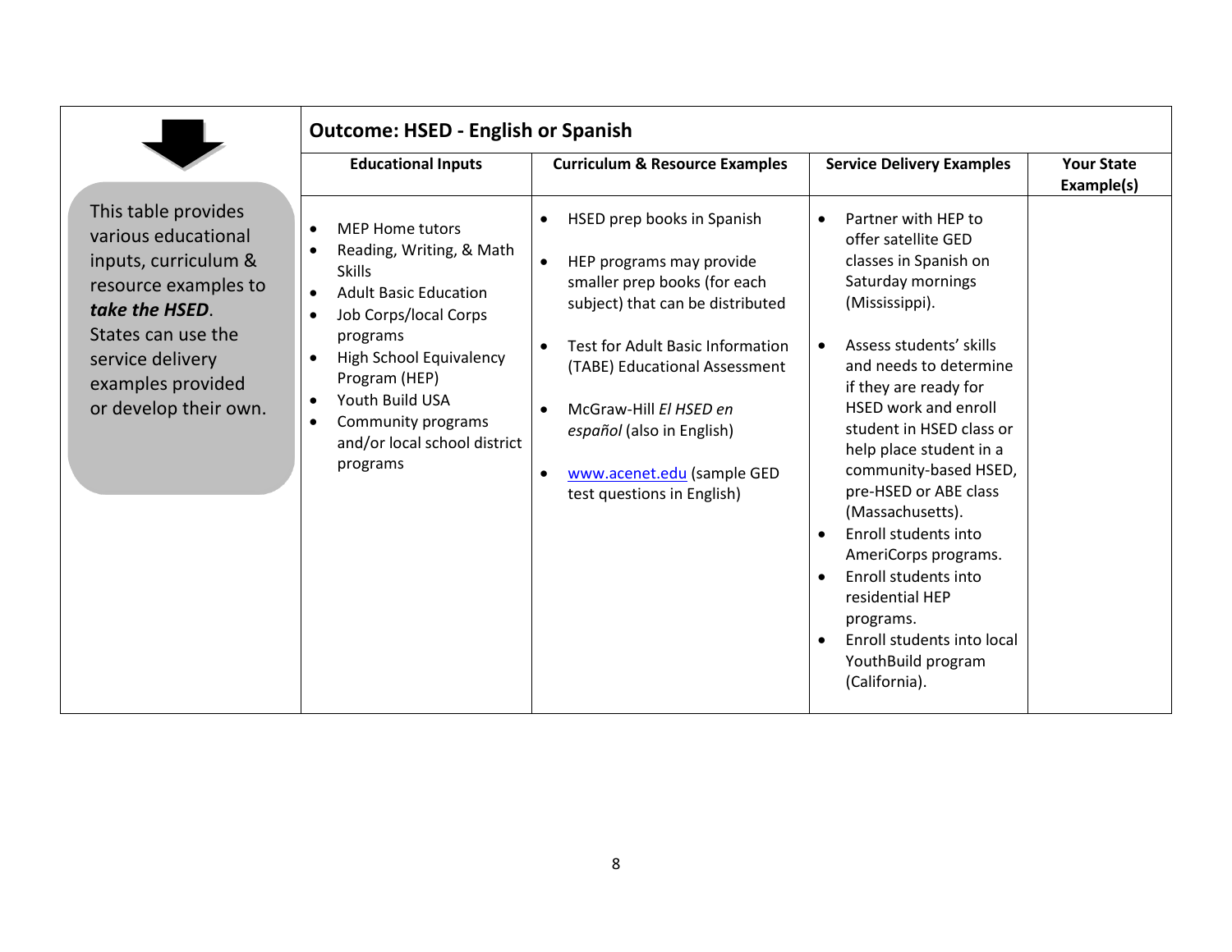This table provides various educational inputs, curriculum & resource examples to ***take the HSED***. States can use the service delivery examples provided or develop their own.

## Outcome: HSED - English or Spanish

| Educational Inputs | Curriculum & Resource Examples | Service Delivery Examples | Your State Example(s) |
|---|---|---|---|
| • MEP Home tutors<br>• Reading, Writing, & Math Skills<br>• Adult Basic Education<br>• Job Corps/local Corps programs<br>• High School Equivalency Program (HEP)<br>• Youth Build USA<br>• Community programs and/or local school district programs | • HSED prep books in Spanish<br>• HEP programs may provide smaller prep books (for each subject) that can be distributed<br>• Test for Adult Basic Information (TABE) Educational Assessment<br>• McGraw-Hill *El HSED en español* (also in English)<br>• www.acenet.edu (sample GED test questions in English) | • Partner with HEP to offer satellite GED classes in Spanish on Saturday mornings (Mississippi).<br>• Assess students' skills and needs to determine if they are ready for HSED work and enroll student in HSED class or help place student in a community-based HSED, pre-HSED or ABE class (Massachusetts).<br>• Enroll students into AmeriCorps programs.<br>• Enroll students into residential HEP programs.<br>• Enroll students into local YouthBuild program (California). | |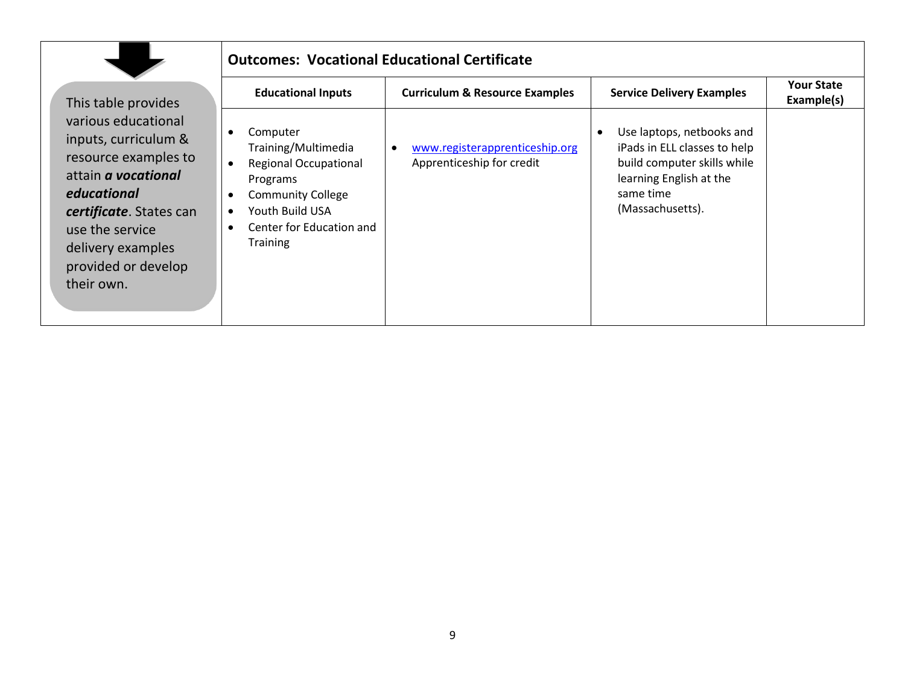This table provides various educational inputs, curriculum & resource examples to attain ***a vocational educational certificate***. States can use the service delivery examples provided or develop their own.

## Outcomes: Vocational Educational Certificate

| Educational Inputs | Curriculum & Resource Examples | Service Delivery Examples | Your State Example(s) |
|---|---|---|---|
| • Computer Training/Multimedia<br>• Regional Occupational Programs<br>• Community College<br>• Youth Build USA<br>• Center for Education and Training | • www.registerapprenticeship.org Apprenticeship for credit | • Use laptops, netbooks and iPads in ELL classes to help build computer skills while learning English at the same time (Massachusetts). | |